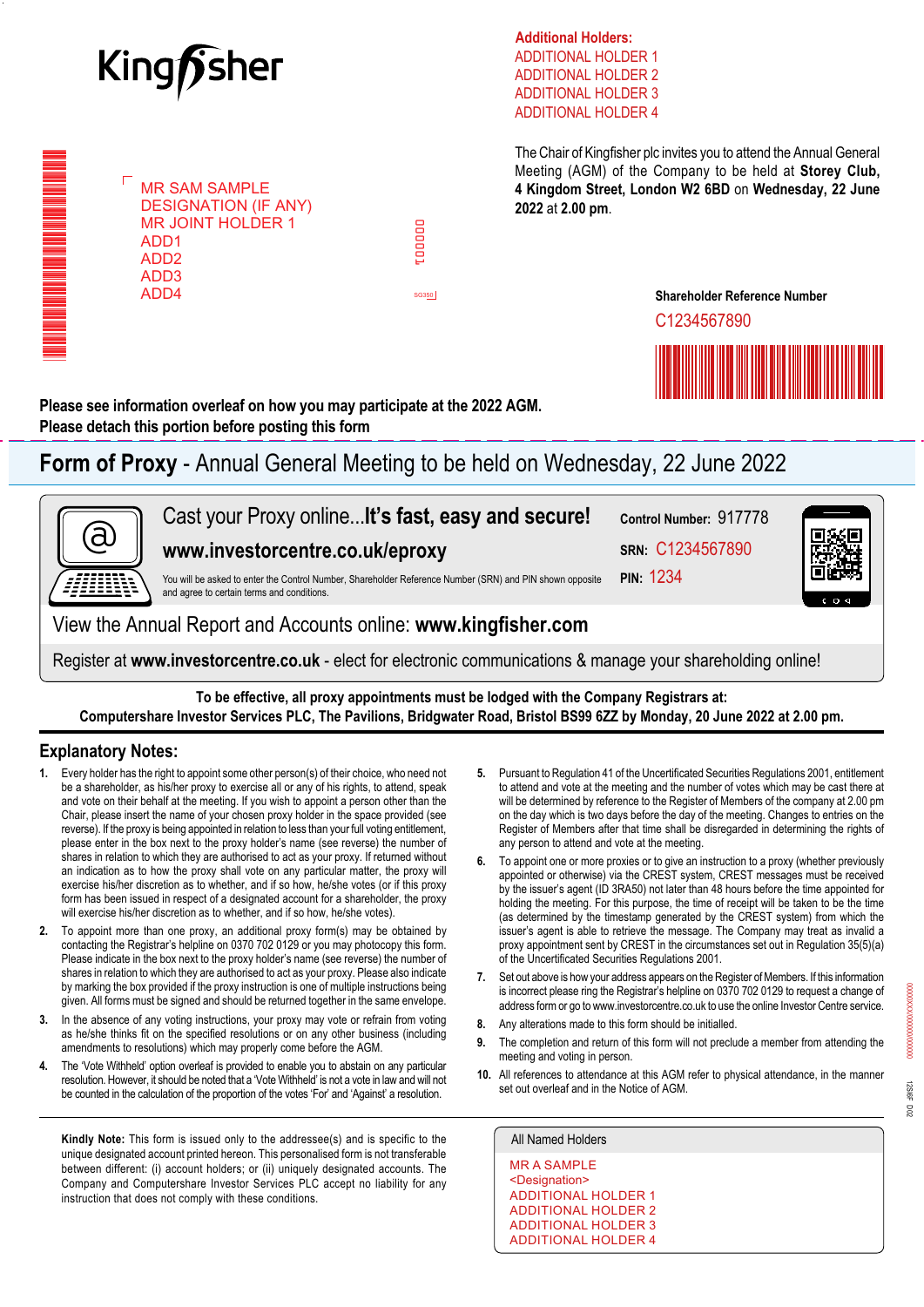Kingfisher

**Additional Holders:**
ADDITIONAL HOLDER 1
ADDITIONAL HOLDER 2
ADDITIONAL HOLDER 3
ADDITIONAL HOLDER 4

MR SAM SAMPLE
DESIGNATION (IF ANY)
MR JOINT HOLDER 1
ADD1
ADD2
ADD3
ADD4

000001

SG350

The Chair of Kingfisher plc invites you to attend the Annual General Meeting (AGM) of the Company to be held at **Storey Club, 4 Kingdom Street, London W2 6BD** on **Wednesday, 22 June 2022** at **2.00 pm**.

**Shareholder Reference Number**
C1234567890

**Please see information overleaf on how you may participate at the 2022 AGM.**
**Please detach this portion before posting this form**

# **Form of Proxy** - Annual General Meeting to be held on Wednesday, 22 June 2022

Cast your Proxy online...**It's fast, easy and secure!**

**www.investorcentre.co.uk/eproxy**

You will be asked to enter the Control Number, Shareholder Reference Number (SRN) and PIN shown opposite and agree to certain terms and conditions.

**Control Number:** 917778
**SRN:** C1234567890
**PIN:** 1234

View the Annual Report and Accounts online: **www.kingfisher.com**

Register at **www.investorcentre.co.uk** - elect for electronic communications & manage your shareholding online!

**To be effective, all proxy appointments must be lodged with the Company Registrars at:**
**Computershare Investor Services PLC, The Pavilions, Bridgwater Road, Bristol BS99 6ZZ by Monday, 20 June 2022 at 2.00 pm.**

## Explanatory Notes:

1. Every holder has the right to appoint some other person(s) of their choice, who need not be a shareholder, as his/her proxy to exercise all or any of his rights, to attend, speak and vote on their behalf at the meeting. If you wish to appoint a person other than the Chair, please insert the name of your chosen proxy holder in the space provided (see reverse). If the proxy is being appointed in relation to less than your full voting entitlement, please enter in the box next to the proxy holder's name (see reverse) the number of shares in relation to which they are authorised to act as your proxy. If returned without an indication as to how the proxy shall vote on any particular matter, the proxy will exercise his/her discretion as to whether, and if so how, he/she votes (or if this proxy form has been issued in respect of a designated account for a shareholder, the proxy will exercise his/her discretion as to whether, and if so how, he/she votes).
2. To appoint more than one proxy, an additional proxy form(s) may be obtained by contacting the Registrar's helpline on 0370 702 0129 or you may photocopy this form. Please indicate in the box next to the proxy holder's name (see reverse) the number of shares in relation to which they are authorised to act as your proxy. Please also indicate by marking the box provided if the proxy instruction is one of multiple instructions being given. All forms must be signed and should be returned together in the same envelope.
3. In the absence of any voting instructions, your proxy may vote or refrain from voting as he/she thinks fit on the specified resolutions or on any other business (including amendments to resolutions) which may properly come before the AGM.
4. The 'Vote Withheld' option overleaf is provided to enable you to abstain on any particular resolution. However, it should be noted that a 'Vote Withheld' is not a vote in law and will not be counted in the calculation of the proportion of the votes 'For' and 'Against' a resolution.
5. Pursuant to Regulation 41 of the Uncertificated Securities Regulations 2001, entitlement to attend and vote at the meeting and the number of votes which may be cast there at will be determined by reference to the Register of Members of the company at 2.00 pm on the day which is two days before the day of the meeting. Changes to entries on the Register of Members after that time shall be disregarded in determining the rights of any person to attend and vote at the meeting.
6. To appoint one or more proxies or to give an instruction to a proxy (whether previously appointed or otherwise) via the CREST system, CREST messages must be received by the issuer's agent (ID 3RA50) not later than 48 hours before the time appointed for holding the meeting. For this purpose, the time of receipt will be taken to be the time (as determined by the timestamp generated by the CREST system) from which the issuer's agent is able to retrieve the message. The Company may treat as invalid a proxy appointment sent by CREST in the circumstances set out in Regulation 35(5)(a) of the Uncertificated Securities Regulations 2001.
7. Set out above is how your address appears on the Register of Members. If this information is incorrect please ring the Registrar's helpline on 0370 702 0129 to request a change of address form or go to www.investorcentre.co.uk to use the online Investor Centre service.
8. Any alterations made to this form should be initialled.
9. The completion and return of this form will not preclude a member from attending the meeting and voting in person.
10. All references to attendance at this AGM refer to physical attendance, in the manner set out overleaf and in the Notice of AGM.

**Kindly Note:** This form is issued only to the addressee(s) and is specific to the unique designated account printed hereon. This personalised form is not transferable between different: (i) account holders; or (ii) uniquely designated accounts. The Company and Computershare Investor Services PLC accept no liability for any instruction that does not comply with these conditions.

All Named Holders

MR A SAMPLE
<Designation>
ADDITIONAL HOLDER 1
ADDITIONAL HOLDER 2
ADDITIONAL HOLDER 3
ADDITIONAL HOLDER 4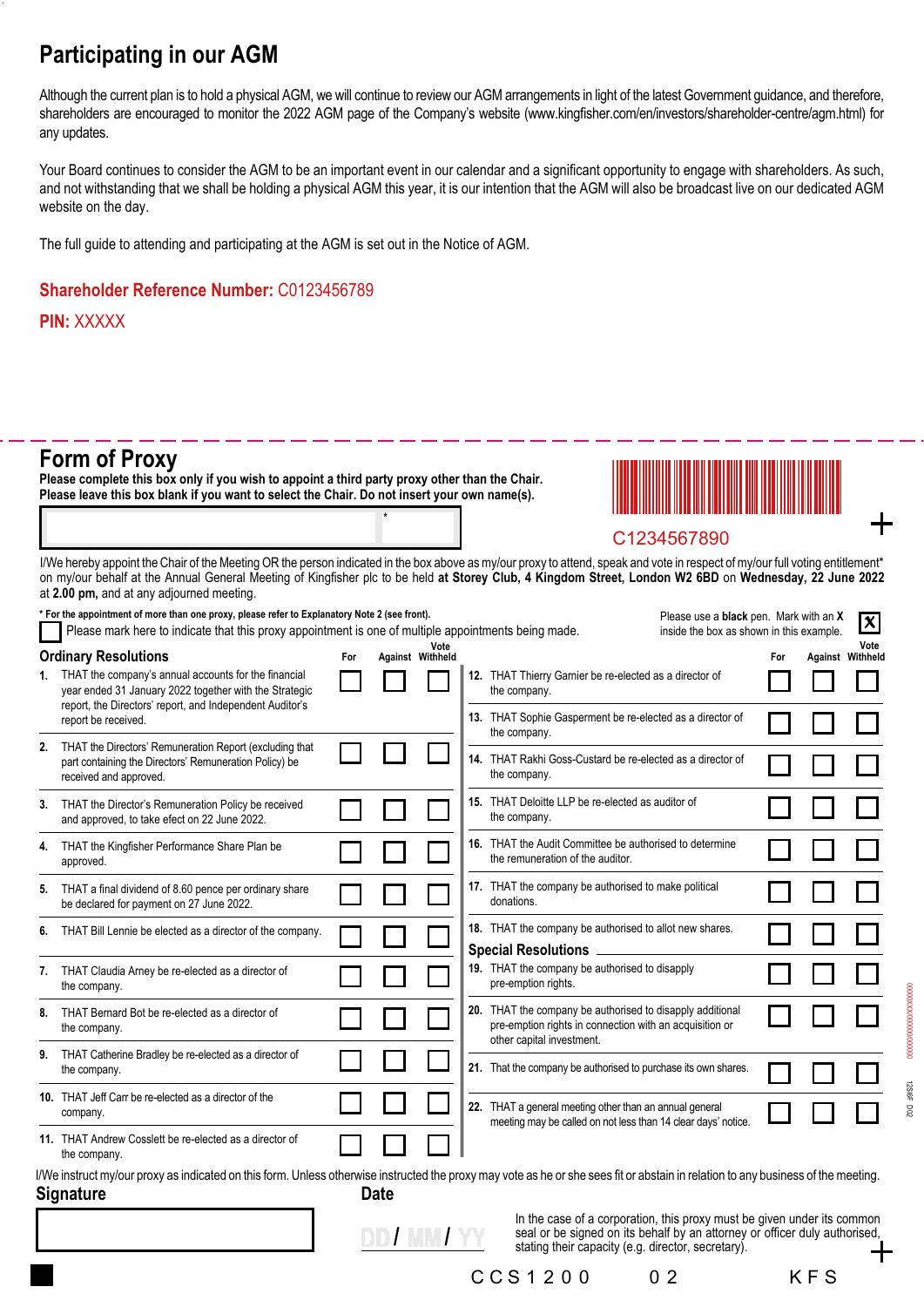# Participating in our AGM

Although the current plan is to hold a physical AGM, we will continue to review our AGM arrangements in light of the latest Government guidance, and therefore, shareholders are encouraged to monitor the 2022 AGM page of the Company's website (www.kingfisher.com/en/investors/shareholder-centre/agm.html) for any updates.

Your Board continues to consider the AGM to be an important event in our calendar and a significant opportunity to engage with shareholders. As such, and not withstanding that we shall be holding a physical AGM this year, it is our intention that the AGM will also be broadcast live on our dedicated AGM website on the day.

The full guide to attending and participating at the AGM is set out in the Notice of AGM.

**Shareholder Reference Number:** C0123456789

**PIN:** XXXXX

# Form of Proxy

**Please complete this box only if you wish to appoint a third party proxy other than the Chair.**
**Please leave this box blank if you want to select the Chair. Do not insert your own name(s).**

C1234567890

I/We hereby appoint the Chair of the Meeting OR the person indicated in the box above as my/our proxy to attend, speak and vote in respect of my/our full voting entitlement* on my/our behalf at the Annual General Meeting of Kingfisher plc to be held **at Storey Club, 4 Kingdom Street, London W2 6BD** on **Wednesday, 22 June 2022** at **2.00 pm,** and at any adjourned meeting.

**\* For the appointment of more than one proxy, please refer to Explanatory Note 2 (see front).**

☐ Please mark here to indicate that this proxy appointment is one of multiple appointments being made.

Please use a **black** pen. Mark with an **X** inside the box as shown in this example. ☒

## Ordinary Resolutions

| | Resolution | For | Against | Vote Withheld |
|---|---|---|---|---|
| 1. | THAT the company's annual accounts for the financial year ended 31 January 2022 together with the Strategic report, the Directors' report, and Independent Auditor's report be received. | ☐ | ☐ | ☐ |
| 2. | THAT the Directors' Remuneration Report (excluding that part containing the Directors' Remuneration Policy) be received and approved. | ☐ | ☐ | ☐ |
| 3. | THAT the Director's Remuneration Policy be received and approved, to take effect on 22 June 2022. | ☐ | ☐ | ☐ |
| 4. | THAT the Kingfisher Performance Share Plan be approved. | ☐ | ☐ | ☐ |
| 5. | THAT a final dividend of 8.60 pence per ordinary share be declared for payment on 27 June 2022. | ☐ | ☐ | ☐ |
| 6. | THAT Bill Lennie be elected as a director of the company. | ☐ | ☐ | ☐ |
| 7. | THAT Claudia Arney be re-elected as a director of the company. | ☐ | ☐ | ☐ |
| 8. | THAT Bernard Bot be re-elected as a director of the company. | ☐ | ☐ | ☐ |
| 9. | THAT Catherine Bradley be re-elected as a director of the company. | ☐ | ☐ | ☐ |
| 10. | THAT Jeff Carr be re-elected as a director of the company. | ☐ | ☐ | ☐ |
| 11. | THAT Andrew Cosslett be re-elected as a director of the company. | ☐ | ☐ | ☐ |
| 12. | THAT Thierry Garnier be re-elected as a director of the company. | ☐ | ☐ | ☐ |
| 13. | THAT Sophie Gasperment be re-elected as a director of the company. | ☐ | ☐ | ☐ |
| 14. | THAT Rakhi Goss-Custard be re-elected as a director of the company. | ☐ | ☐ | ☐ |
| 15. | THAT Deloitte LLP be re-elected as auditor of the company. | ☐ | ☐ | ☐ |
| 16. | THAT the Audit Committee be authorised to determine the remuneration of the auditor. | ☐ | ☐ | ☐ |
| 17. | THAT the company be authorised to make political donations. | ☐ | ☐ | ☐ |
| 18. | THAT the company be authorised to allot new shares. | ☐ | ☐ | ☐ |

## Special Resolutions

| | Resolution | For | Against | Vote Withheld |
|---|---|---|---|---|
| 19. | THAT the company be authorised to disapply pre-emption rights. | ☐ | ☐ | ☐ |
| 20. | THAT the company be authorised to disapply additional pre-emption rights in connection with an acquisition or other capital investment. | ☐ | ☐ | ☐ |
| 21. | That the company be authorised to purchase its own shares. | ☐ | ☐ | ☐ |
| 22. | THAT a general meeting other than an annual general meeting may be called on not less than 14 clear days' notice. | ☐ | ☐ | ☐ |

I/We instruct my/our proxy as indicated on this form. Unless otherwise instructed the proxy may vote as he or she sees fit or abstain in relation to any business of the meeting.

**Signature**

**Date**

DD / MM / YY

In the case of a corporation, this proxy must be given under its common seal or be signed on its behalf by an attorney or officer duly authorised, stating their capacity (e.g. director, secretary).

CCS1200 02 KFS